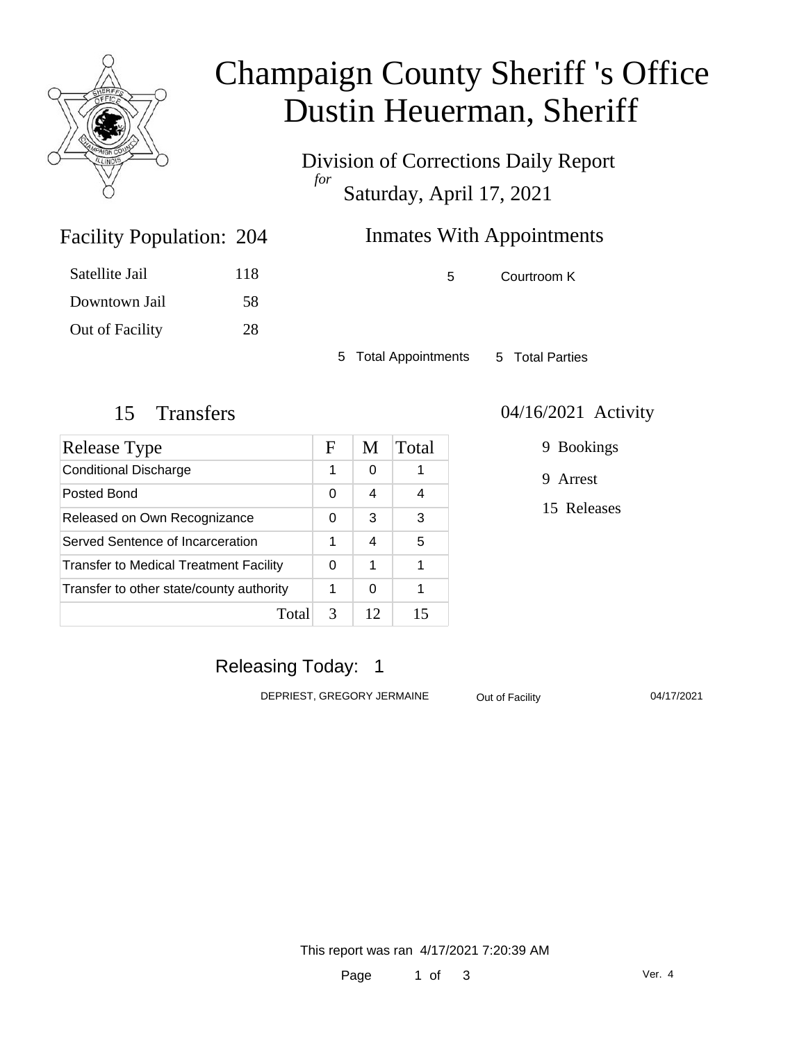# Champaign County Sheriff 's Office
# Dustin Heuerman, Sheriff

Division of Corrections Daily Report
*for*
Saturday, April 17, 2021

## Facility Population: 204

| | |
|---|---|
| Satellite Jail | 118 |
| Downtown Jail | 58 |
| Out of Facility | 28 |

## Inmates With Appointments

| | |
|---|---|
| 5 | Courtroom K |

5 Total Appointments 5 Total Parties

## 15 Transfers

| Release Type | F | M | Total |
|---|---|---|---|
| Conditional Discharge | 1 | 0 | 1 |
| Posted Bond | 0 | 4 | 4 |
| Released on Own Recognizance | 0 | 3 | 3 |
| Served Sentence of Incarceration | 1 | 4 | 5 |
| Transfer to Medical Treatment Facility | 0 | 1 | 1 |
| Transfer to other state/county authority | 1 | 0 | 1 |
| Total | 3 | 12 | 15 |

## 04/16/2021 Activity

9 Bookings

9 Arrest

15 Releases

## Releasing Today: 1

| | | |
|---|---|---|
| DEPRIEST, GREGORY JERMAINE | Out of Facility | 04/17/2021 |

This report was ran 4/17/2021 7:20:39 AM

Ver. 4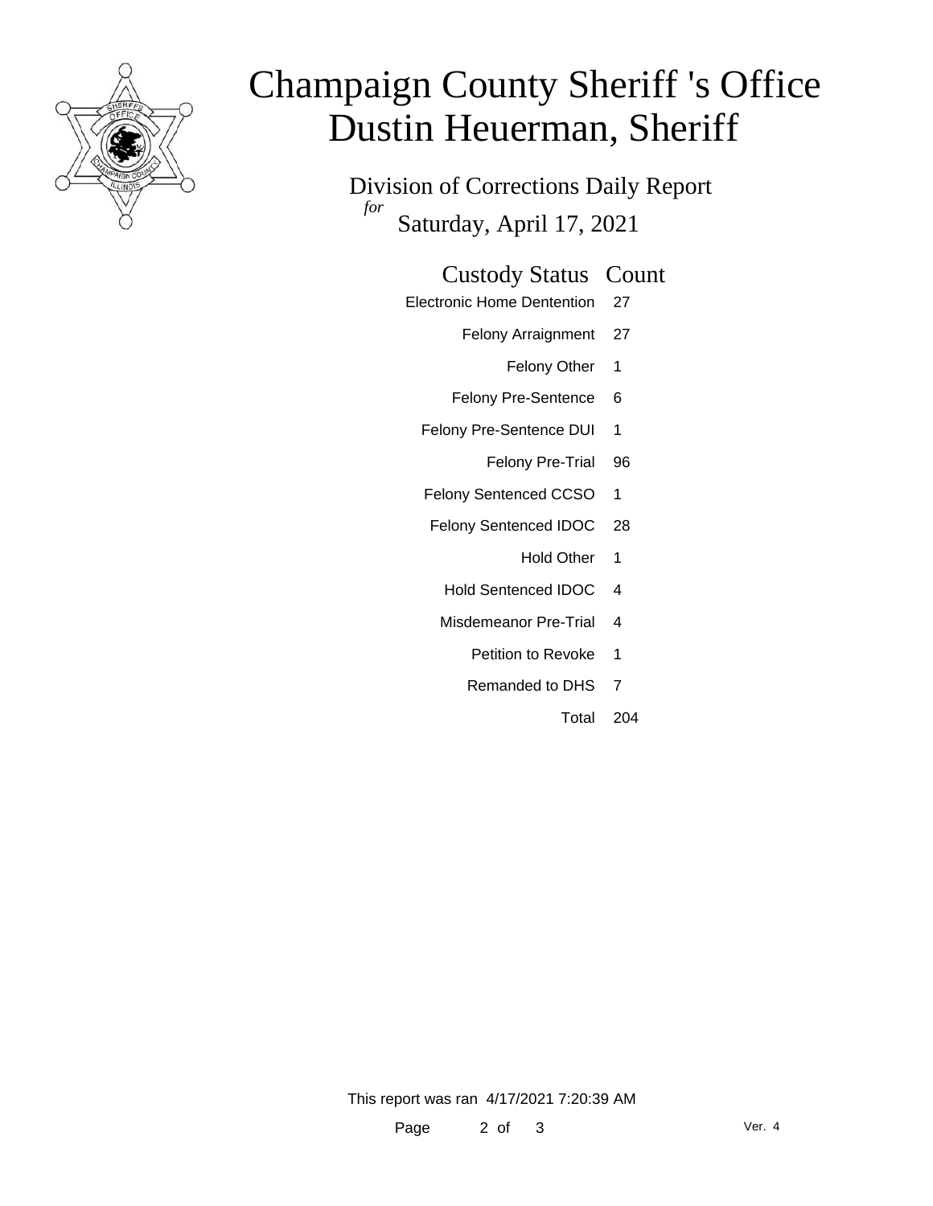# Champaign County Sheriff 's Office
# Dustin Heuerman, Sheriff

## Division of Corrections Daily Report

*for* Saturday, April 17, 2021

| Custody Status | Count |
|---|---|
| Electronic Home Dentention | 27 |
| Felony Arraignment | 27 |
| Felony Other | 1 |
| Felony Pre-Sentence | 6 |
| Felony Pre-Sentence DUI | 1 |
| Felony Pre-Trial | 96 |
| Felony Sentenced CCSO | 1 |
| Felony Sentenced IDOC | 28 |
| Hold Other | 1 |
| Hold Sentenced IDOC | 4 |
| Misdemeanor Pre-Trial | 4 |
| Petition to Revoke | 1 |
| Remanded to DHS | 7 |
| Total | 204 |

This report was ran 4/17/2021 7:20:39 AM

Ver. 4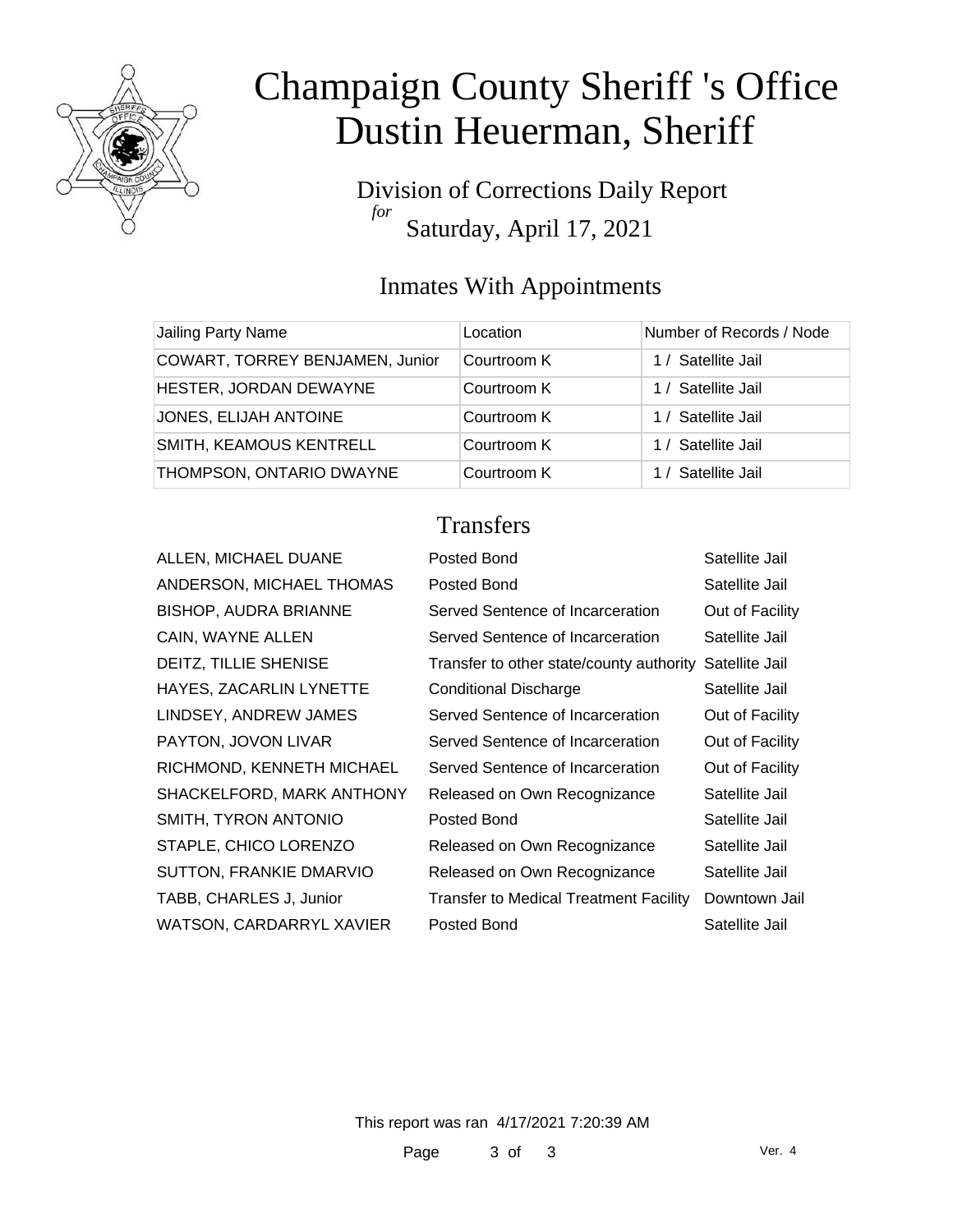# Champaign County Sheriff 's Office
# Dustin Heuerman, Sheriff

### Division of Corrections Daily Report
*for*
### Saturday, April 17, 2021

## Inmates With Appointments

| Jailing Party Name | Location | Number of Records / Node |
|---|---|---|
| COWART, TORREY BENJAMEN, Junior | Courtroom K | 1 / Satellite Jail |
| HESTER, JORDAN DEWAYNE | Courtroom K | 1 / Satellite Jail |
| JONES, ELIJAH ANTOINE | Courtroom K | 1 / Satellite Jail |
| SMITH, KEAMOUS KENTRELL | Courtroom K | 1 / Satellite Jail |
| THOMPSON, ONTARIO DWAYNE | Courtroom K | 1 / Satellite Jail |

## Transfers

| | | |
|---|---|---|
| ALLEN, MICHAEL DUANE | Posted Bond | Satellite Jail |
| ANDERSON, MICHAEL THOMAS | Posted Bond | Satellite Jail |
| BISHOP, AUDRA BRIANNE | Served Sentence of Incarceration | Out of Facility |
| CAIN, WAYNE ALLEN | Served Sentence of Incarceration | Satellite Jail |
| DEITZ, TILLIE SHENISE | Transfer to other state/county authority | Satellite Jail |
| HAYES, ZACARLIN LYNETTE | Conditional Discharge | Satellite Jail |
| LINDSEY, ANDREW JAMES | Served Sentence of Incarceration | Out of Facility |
| PAYTON, JOVON LIVAR | Served Sentence of Incarceration | Out of Facility |
| RICHMOND, KENNETH MICHAEL | Served Sentence of Incarceration | Out of Facility |
| SHACKELFORD, MARK ANTHONY | Released on Own Recognizance | Satellite Jail |
| SMITH, TYRON ANTONIO | Posted Bond | Satellite Jail |
| STAPLE, CHICO LORENZO | Released on Own Recognizance | Satellite Jail |
| SUTTON, FRANKIE DMARVIO | Released on Own Recognizance | Satellite Jail |
| TABB, CHARLES J, Junior | Transfer to Medical Treatment Facility | Downtown Jail |
| WATSON, CARDARRYL XAVIER | Posted Bond | Satellite Jail |

This report was ran 4/17/2021 7:20:39 AM

Ver. 4